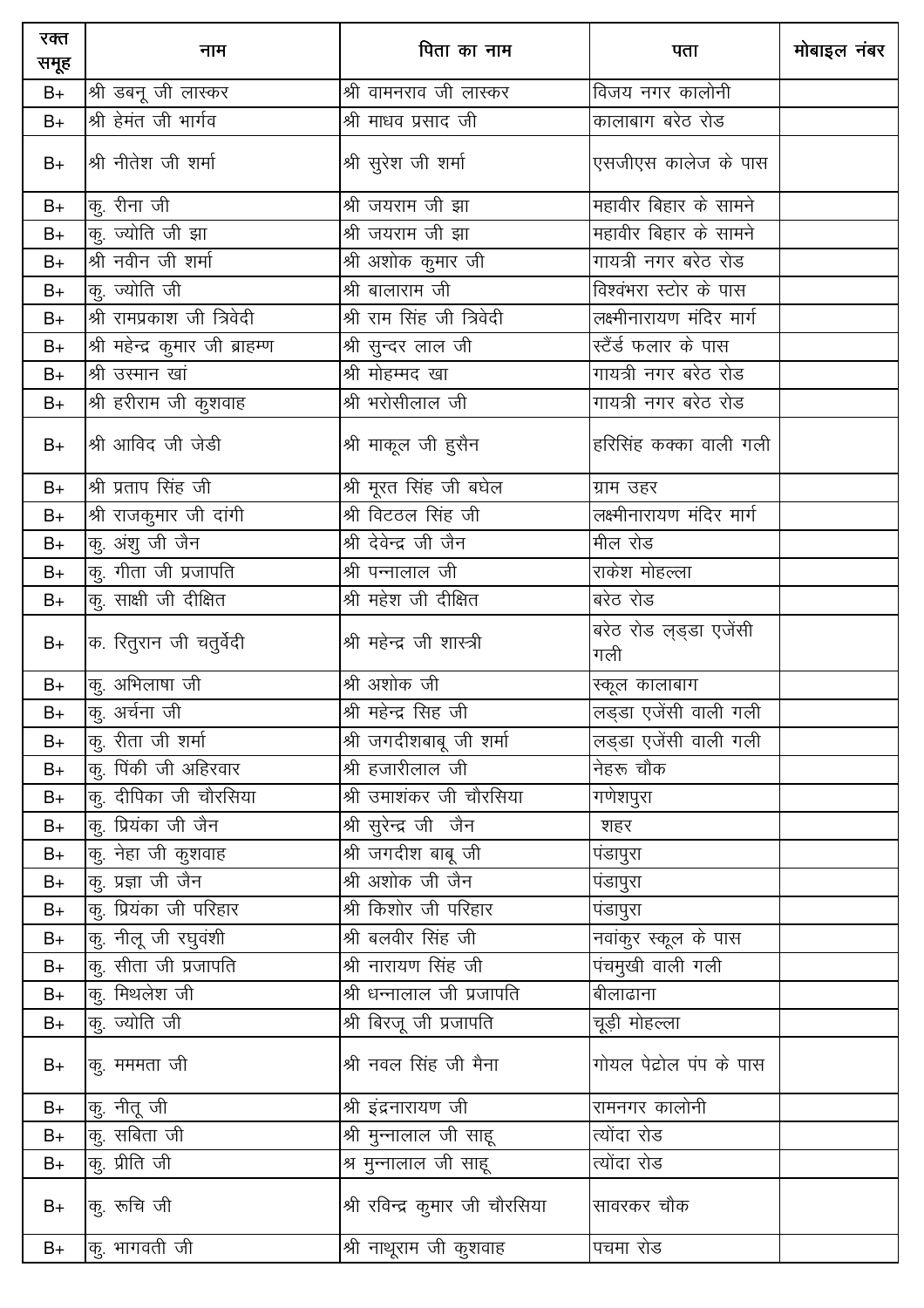| रक्त समूह | नाम | पिता का नाम | पता | मोबाइल नंबर |
|---|---|---|---|---|
| B+ | श्री डबनू जी लास्कर | श्री वामनराव जी लास्कर | विजय नगर कालोनी | |
| B+ | श्री हेमंत जी भार्गव | श्री माधव प्रसाद जी | कालाबाग बरेठ रोड | |
| B+ | श्री नीतेश जी शर्मा | श्री सुरेश जी शर्मा | एसजीएस कालेज के पास | |
| B+ | कु. रीना जी | श्री जयराम जी झा | महावीर बिहार के सामने | |
| B+ | कु. ज्योति जी झा | श्री जयराम जी झा | महावीर बिहार के सामने | |
| B+ | श्री नवीन जी शर्मा | श्री अशोक कुमार जी | गायत्री नगर बरेठ रोड | |
| B+ | कु. ज्योति जी | श्री बालाराम जी | विश्वंभरा स्टोर के पास | |
| B+ | श्री रामप्रकाश जी त्रिवेदी | श्री राम सिंह जी त्रिवेदी | लक्ष्मीनारायण मंदिर मार्ग | |
| B+ | श्री महेन्द्र कुमार जी ब्राहम्ण | श्री सुन्दर लाल जी | स्टैंर्ड फलार के पास | |
| B+ | श्री उस्मान खां | श्री मोहम्मद खा | गायत्री नगर बरेठ रोड | |
| B+ | श्री हरीराम जी कुशवाह | श्री भरोसीलाल जी | गायत्री नगर बरेठ रोड | |
| B+ | श्री आविद जी जेडी | श्री माकूल जी हुसैन | हरिसिंह कक्का वाली गली | |
| B+ | श्री प्रताप सिंह जी | श्री मूरत सिंह जी बघेल | ग्राम उहर | |
| B+ | श्री राजकुमार जी दांगी | श्री विटठल सिंह जी | लक्ष्मीनारायण मंदिर मार्ग | |
| B+ | कु. अंशु जी जैन | श्री देवेन्द्र जी जैन | मील रोड | |
| B+ | कु. गीता जी प्रजापति | श्री पन्नालाल जी | राकेश मोहल्ला | |
| B+ | कु. साक्षी जी दीक्षित | श्री महेश जी दीक्षित | बरेठ रोड | |
| B+ | क. रितुरान जी चतुर्वेदी | श्री महेन्द्र जी शास्त्री | बरेठ रोड लड्डा एजेंसी गली | |
| B+ | कु. अभिलाषा जी | श्री अशोक जी | स्कूल कालाबाग | |
| B+ | कु. अर्चना जी | श्री महेन्द्र सिह जी | लड्डा एजेंसी वाली गली | |
| B+ | कु. रीता जी शर्मा | श्री जगदीशबाबू जी शर्मा | लड्डा एजेंसी वाली गली | |
| B+ | कु. पिंकी जी अहिरवार | श्री हजारीलाल जी | नेहरू चौक | |
| B+ | कु. दीपिका जी चौरसिया | श्री उमाशंकर जी चौरसिया | गणेशपुरा | |
| B+ | कु. प्रियंका जी जैन | श्री सुरेन्द्र जी जैन | शहर | |
| B+ | कु. नेहा जी कुशवाह | श्री जगदीश बाबू जी | पंडापुरा | |
| B+ | कु. प्रज्ञा जी जैन | श्री अशोक जी जैन | पंडापुरा | |
| B+ | कु. प्रियंका जी परिहार | श्री किशोर जी परिहार | पंडापुरा | |
| B+ | कु. नीलू जी रघुवंशी | श्री बलवीर सिंह जी | नवांकुर स्कूल के पास | |
| B+ | कु. सीता जी प्रजापति | श्री नारायण सिंह जी | पंचमुखी वाली गली | |
| B+ | कु. मिथलेश जी | श्री धन्नालाल जी प्रजापति | बीलाढाना | |
| B+ | कु. ज्योति जी | श्री बिरजू जी प्रजापति | चूड़ी मोहल्ला | |
| B+ | कु. मममता जी | श्री नवल सिंह जी मैना | गोयल पेट्रोल पंप के पास | |
| B+ | कु. नीतू जी | श्री इंद्रनारायण जी | रामनगर कालोनी | |
| B+ | कु. सबिता जी | श्री मुन्नालाल जी साहू | त्योंदा रोड | |
| B+ | कु. प्रीति जी | श्र मुन्नालाल जी साहू | त्योंदा रोड | |
| B+ | कु. रूचि जी | श्री रविन्द्र कुमार जी चौरसिया | सावरकर चौक | |
| B+ | कु. भागवती जी | श्री नाथूराम जी कुशवाह | पचमा रोड | |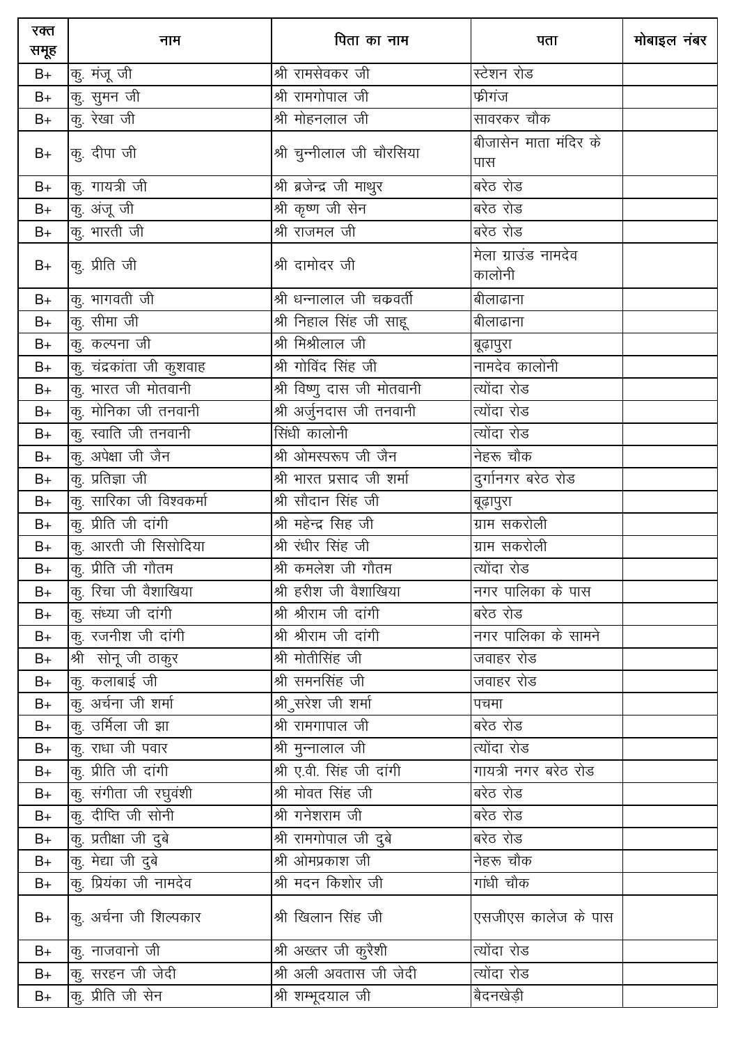| रक्त समूह | नाम | पिता का नाम | पता | मोबाइल नंबर |
|---|---|---|---|---|
| B+ | कु. मंजू जी | श्री रामसेवकर जी | स्टेशन रोड | |
| B+ | कु. सुमन जी | श्री रामगोपाल जी | फ्रीगंज | |
| B+ | कु. रेखा जी | श्री मोहनलाल जी | सावरकर चौक | |
| B+ | कु. दीपा जी | श्री चुन्नीलाल जी चौरसिया | बीजासेन माता मंदिर के पास | |
| B+ | कु. गायत्री जी | श्री ब्रजेन्द्र जी माथुर | बरेठ रोड | |
| B+ | कु. अंजू जी | श्री कृष्ण जी सेन | बरेठ रोड | |
| B+ | कु. भारती जी | श्री राजमल जी | बरेठ रोड | |
| B+ | कु. प्रीति जी | श्री दामोदर जी | मेला ग्राउंड नामदेव कालोनी | |
| B+ | कु. भागवती जी | श्री धन्नालाल जी चक्रवर्ती | बीलाढाना | |
| B+ | कु. सीमा जी | श्री निहाल सिंह जी साहू | बीलाढाना | |
| B+ | कु. कल्पना जी | श्री मिश्रीलाल जी | बूढ़ापुरा | |
| B+ | कु. चंद्रकांता जी कुशवाह | श्री गोविंद सिंह जी | नामदेव कालोनी | |
| B+ | कु. भारत जी मोतवानी | श्री विष्णु दास जी मोतवानी | त्योंदा रोड | |
| B+ | कु. मोनिका जी तनवानी | श्री अर्जुनदास जी तनवानी | त्योंदा रोड | |
| B+ | कु. स्वाति जी तनवानी | सिंधी कालोनी | त्योंदा रोड | |
| B+ | कु. अपेक्षा जी जैन | श्री ओमस्परूप जी जैन | नेहरू चौक | |
| B+ | कु. प्रतिज्ञा जी | श्री भारत प्रसाद जी शर्मा | दुर्गानगर बरेठ रोड | |
| B+ | कु. सारिका जी विश्वकर्मा | श्री सौदान सिंह जी | बूढ़ापुरा | |
| B+ | कु. प्रीति जी दांगी | श्री महेन्द्र सिह जी | ग्राम सकरोली | |
| B+ | कु. आरती जी सिसोदिया | श्री रंधीर सिंह जी | ग्राम सकरोली | |
| B+ | कु. प्रीति जी गौतम | श्री कमलेश जी गौतम | त्योंदा रोड | |
| B+ | कु. रिचा जी वैशाखिया | श्री हरीश जी वैशाखिया | नगर पालिका के पास | |
| B+ | कु. संध्या जी दांगी | श्री श्रीराम जी दांगी | बरेठ रोड | |
| B+ | कु. रजनीश जी दांगी | श्री श्रीराम जी दांगी | नगर पालिका के सामने | |
| B+ | श्री सोनू जी ठाकुर | श्री मोतीसिंह जी | जवाहर रोड | |
| B+ | कु. कलाबाई जी | श्री समनसिंह जी | जवाहर रोड | |
| B+ | कु. अर्चना जी शर्मा | श्री सुरेश जी शर्मा | पचमा | |
| B+ | कु. उर्मिला जी झा | श्री रामगापाल जी | बरेठ रोड | |
| B+ | कु. राधा जी पवार | श्री मुन्नालाल जी | त्योंदा रोड | |
| B+ | कु. प्रीति जी दांगी | श्री ए.वी. सिंह जी दांगी | गायत्री नगर बरेठ रोड | |
| B+ | कु. संगीता जी रघुवंशी | श्री मोवत सिंह जी | बरेठ रोड | |
| B+ | कु. दीप्ति जी सोनी | श्री गनेशराम जी | बरेठ रोड | |
| B+ | कु. प्रतीक्षा जी दुबे | श्री रामगोपाल जी दुबे | बरेठ रोड | |
| B+ | कु. मेद्या जी दुबे | श्री ओमप्रकाश जी | नेहरू चौक | |
| B+ | कु. प्रियंका जी नामदेव | श्री मदन किशोर जी | गांधी चौक | |
| B+ | कु. अर्चना जी शिल्पकार | श्री खिलान सिंह जी | एसजीएस कालेज के पास | |
| B+ | कु. नाजवानो जी | श्री अख्तर जी कुरैशी | त्योंदा रोड | |
| B+ | कु. सरहन जी जेदी | श्री अली अवतास जी जेदी | त्योंदा रोड | |
| B+ | कु. प्रीति जी सेन | श्री शम्भूदयाल जी | बैदनखेड़ी | |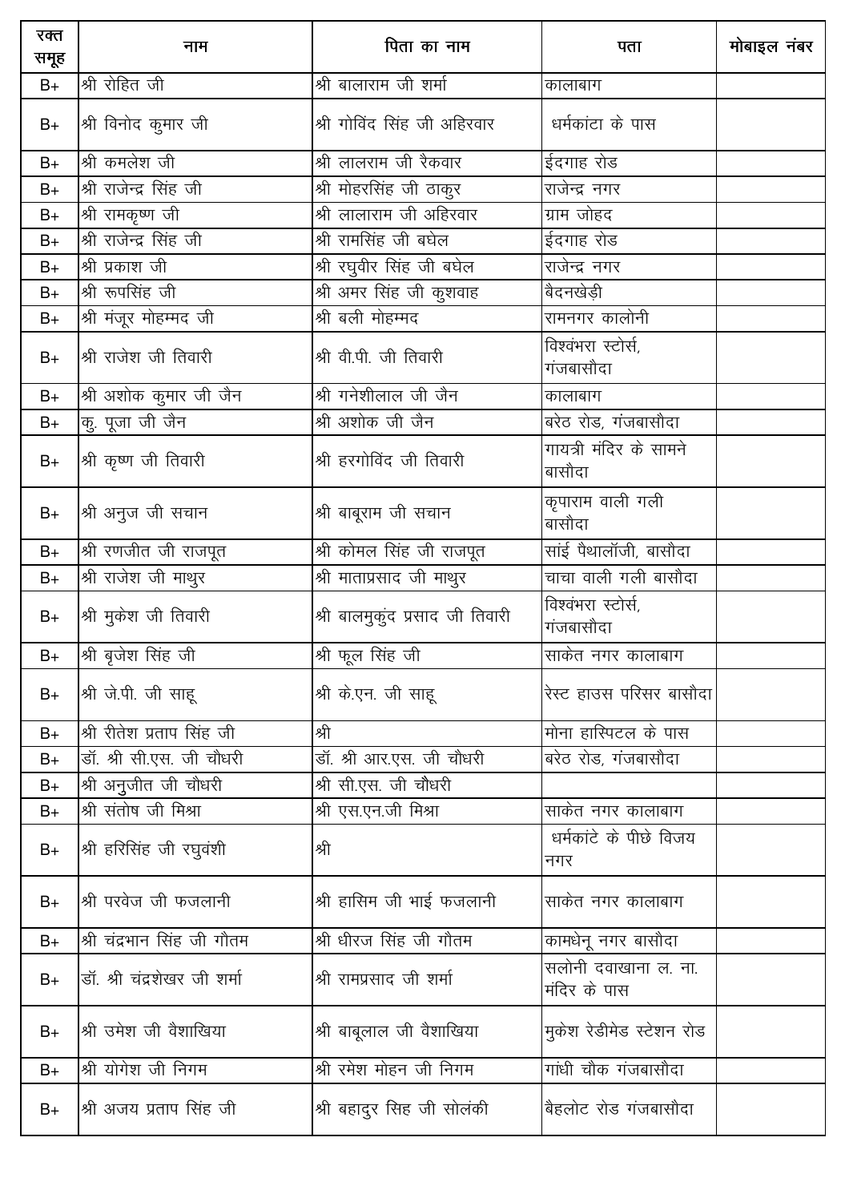| रक्त समूह | नाम | पिता का नाम | पता | मोबाइल नंबर |
|---|---|---|---|---|
| B+ | श्री रोहित जी | श्री बालाराम जी शर्मा | कालाबाग | |
| B+ | श्री विनोद कुमार जी | श्री गोविंद सिंह जी अहिरवार | धर्मकांटा के पास | |
| B+ | श्री कमलेश जी | श्री लालराम जी रैकवार | ईदगाह रोड | |
| B+ | श्री राजेन्द्र सिंह जी | श्री मोहरसिंह जी ठाकुर | राजेन्द्र नगर | |
| B+ | श्री रामकृष्ण जी | श्री लालाराम जी अहिरवार | ग्राम जोहद | |
| B+ | श्री राजेन्द्र सिंह जी | श्री रामसिंह जी बघेल | ईदगाह रोड | |
| B+ | श्री प्रकाश जी | श्री रघुवीर सिंह जी बघेल | राजेन्द्र नगर | |
| B+ | श्री रूपसिंह जी | श्री अमर सिंह जी कुशवाह | बैदनखेड़ी | |
| B+ | श्री मंजूर मोहम्मद जी | श्री बली मोहम्मद | रामनगर कालोनी | |
| B+ | श्री राजेश जी तिवारी | श्री वी.पी. जी तिवारी | विश्वंभरा स्टोर्स, गंजबासौदा | |
| B+ | श्री अशोक कुमार जी जैन | श्री गनेशीलाल जी जैन | कालाबाग | |
| B+ | कु. पूजा जी जैन | श्री अशोक जी जैन | बरेठ रोड, गंजबासौदा | |
| B+ | श्री कृष्ण जी तिवारी | श्री हरगोविंद जी तिवारी | गायत्री मंदिर के सामने बासौदा | |
| B+ | श्री अनुज जी सचान | श्री बाबूराम जी सचान | कृपाराम वाली गली बासौदा | |
| B+ | श्री रणजीत जी राजपूत | श्री कोमल सिंह जी राजपूत | सांई पैथालॉजी, बासौदा | |
| B+ | श्री राजेश जी माथुर | श्री माताप्रसाद जी माथुर | चाचा वाली गली बासौदा | |
| B+ | श्री मुकेश जी तिवारी | श्री बालमुकुंद प्रसाद जी तिवारी | विश्वंभरा स्टोर्स, गंजबासौदा | |
| B+ | श्री बृजेश सिंह जी | श्री फूल सिंह जी | साकेत नगर कालाबाग | |
| B+ | श्री जे.पी. जी साहू | श्री के.एन. जी साहू | रेस्ट हाउस परिसर बासौदा | |
| B+ | श्री रीतेश प्रताप सिंह जी | श्री | मोना हास्पिटल के पास | |
| B+ | डॉ. श्री सी.एस. जी चौधरी | डॉ. श्री आर.एस. जी चौधरी | बरेठ रोड, गंजबासौदा | |
| B+ | श्री अनुजीत जी चौधरी | श्री सी.एस. जी चौधरी | | |
| B+ | श्री संतोष जी मिश्रा | श्री एस.एन.जी मिश्रा | साकेत नगर कालाबाग | |
| B+ | श्री हरिसिंह जी रघुवंशी | श्री | धर्मकांटे के पीछे विजय नगर | |
| B+ | श्री परवेज जी फजलानी | श्री हासिम जी भाई फजलानी | साकेत नगर कालाबाग | |
| B+ | श्री चंद्रभान सिंह जी गौतम | श्री धीरज सिंह जी गौतम | कामधेनू नगर बासौदा | |
| B+ | डॉ. श्री चंद्रशेखर जी शर्मा | श्री रामप्रसाद जी शर्मा | सलोनी दवाखाना ल. ना. मंदिर के पास | |
| B+ | श्री उमेश जी वैशाखिया | श्री बाबूलाल जी वैशाखिया | मुकेश रेडीमेड स्टेशन रोड | |
| B+ | श्री योगेश जी निगम | श्री रमेश मोहन जी निगम | गांधी चौक गंजबासौदा | |
| B+ | श्री अजय प्रताप सिंह जी | श्री बहादुर सिंह जी सोलंकी | बैहलोट रोड गंजबासौदा | |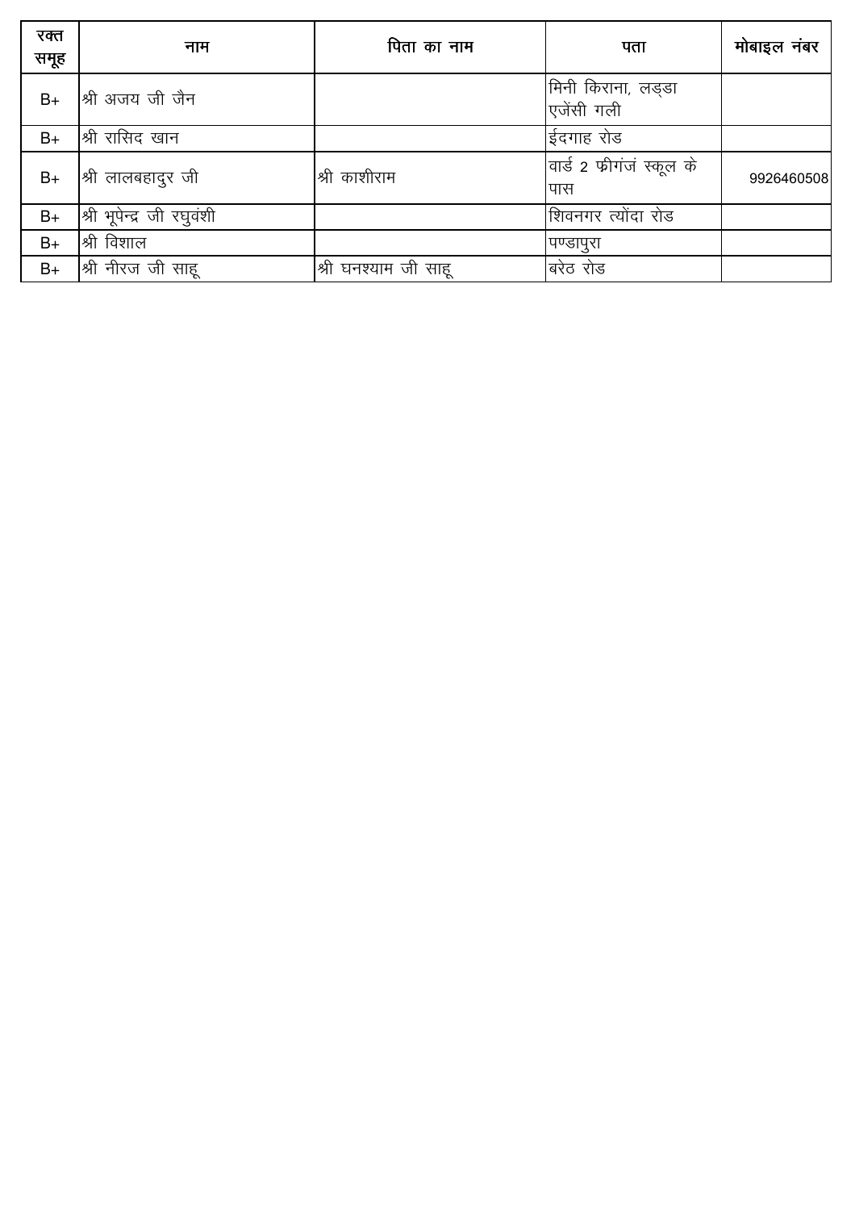| रक्त समूह | नाम | पिता का नाम | पता | मोबाइल नंबर |
|---|---|---|---|---|
| B+ | श्री अजय जी जैन | | मिनी किराना, लड्डा एजेंसी गली | |
| B+ | श्री रासिद खान | | ईदगाह रोड | |
| B+ | श्री लालबहादुर जी | श्री काशीराम | वार्ड 2 फ्रीगंज स्कूल के पास | 9926460508 |
| B+ | श्री भूपेन्द्र जी रघुवंशी | | शिवनगर त्योंदा रोड | |
| B+ | श्री विशाल | | पण्डापुरा | |
| B+ | श्री नीरज जी साहू | श्री घनश्याम जी साहू | बरेठ रोड | |